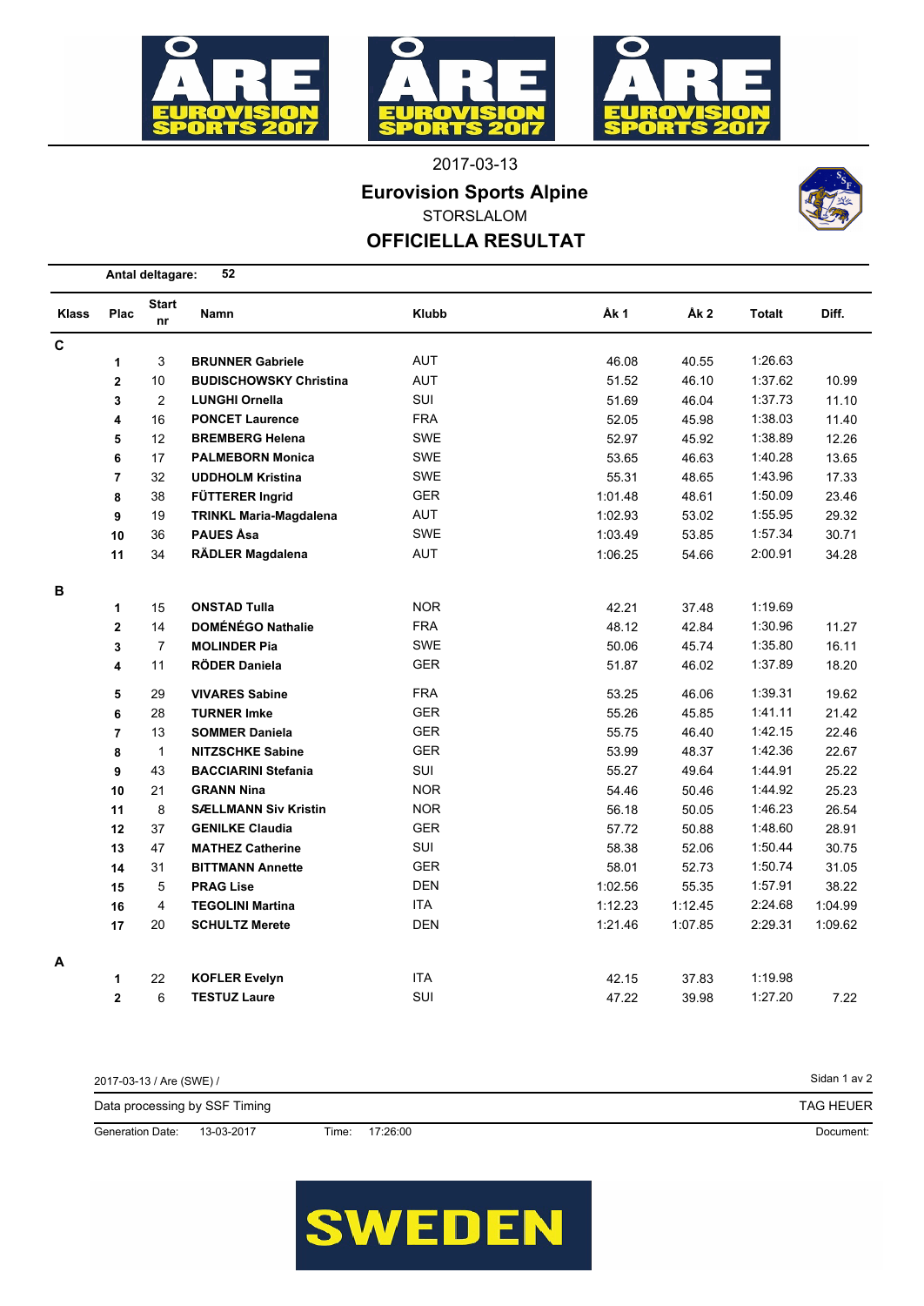2017-03-13

# Eurovision Sports Alpine

STORSLALOM

## OFFICIELLA RESULTAT

**Antal deltagare: 52**

| Klass | Plac | Start nr | Namn | Klubb | Åk 1 | Åk 2 | Totalt | Diff. |
|---|---|---|---|---|---|---|---|---|
| **C** | | | | | | | | |
| | **1** | 3 | **BRUNNER Gabriele** | AUT | 46.08 | 40.55 | 1:26.63 | |
| | **2** | 10 | **BUDISCHOWSKY Christina** | AUT | 51.52 | 46.10 | 1:37.62 | 10.99 |
| | **3** | 2 | **LUNGHI Ornella** | SUI | 51.69 | 46.04 | 1:37.73 | 11.10 |
| | **4** | 16 | **PONCET Laurence** | FRA | 52.05 | 45.98 | 1:38.03 | 11.40 |
| | **5** | 12 | **BREMBERG Helena** | SWE | 52.97 | 45.92 | 1:38.89 | 12.26 |
| | **6** | 17 | **PALMEBORN Monica** | SWE | 53.65 | 46.63 | 1:40.28 | 13.65 |
| | **7** | 32 | **UDDHOLM Kristina** | SWE | 55.31 | 48.65 | 1:43.96 | 17.33 |
| | **8** | 38 | **FÜTTERER Ingrid** | GER | 1:01.48 | 48.61 | 1:50.09 | 23.46 |
| | **9** | 19 | **TRINKL Maria-Magdalena** | AUT | 1:02.93 | 53.02 | 1:55.95 | 29.32 |
| | **10** | 36 | **PAUES Åsa** | SWE | 1:03.49 | 53.85 | 1:57.34 | 30.71 |
| | **11** | 34 | **RÄDLER Magdalena** | AUT | 1:06.25 | 54.66 | 2:00.91 | 34.28 |
| **B** | | | | | | | | |
| | **1** | 15 | **ONSTAD Tulla** | NOR | 42.21 | 37.48 | 1:19.69 | |
| | **2** | 14 | **DOMÉNÉGO Nathalie** | FRA | 48.12 | 42.84 | 1:30.96 | 11.27 |
| | **3** | 7 | **MOLINDER Pia** | SWE | 50.06 | 45.74 | 1:35.80 | 16.11 |
| | **4** | 11 | **RÖDER Daniela** | GER | 51.87 | 46.02 | 1:37.89 | 18.20 |
| | **5** | 29 | **VIVARES Sabine** | FRA | 53.25 | 46.06 | 1:39.31 | 19.62 |
| | **6** | 28 | **TURNER Imke** | GER | 55.26 | 45.85 | 1:41.11 | 21.42 |
| | **7** | 13 | **SOMMER Daniela** | GER | 55.75 | 46.40 | 1:42.15 | 22.46 |
| | **8** | 1 | **NITZSCHKE Sabine** | GER | 53.99 | 48.37 | 1:42.36 | 22.67 |
| | **9** | 43 | **BACCIARINI Stefania** | SUI | 55.27 | 49.64 | 1:44.91 | 25.22 |
| | **10** | 21 | **GRANN Nina** | NOR | 54.46 | 50.46 | 1:44.92 | 25.23 |
| | **11** | 8 | **SÆLLMANN Siv Kristin** | NOR | 56.18 | 50.05 | 1:46.23 | 26.54 |
| | **12** | 37 | **GENILKE Claudia** | GER | 57.72 | 50.88 | 1:48.60 | 28.91 |
| | **13** | 47 | **MATHEZ Catherine** | SUI | 58.38 | 52.06 | 1:50.44 | 30.75 |
| | **14** | 31 | **BITTMANN Annette** | GER | 58.01 | 52.73 | 1:50.74 | 31.05 |
| | **15** | 5 | **PRAG Lise** | DEN | 1:02.56 | 55.35 | 1:57.91 | 38.22 |
| | **16** | 4 | **TEGOLINI Martina** | ITA | 1:12.23 | 1:12.45 | 2:24.68 | 1:04.99 |
| | **17** | 20 | **SCHULTZ Merete** | DEN | 1:21.46 | 1:07.85 | 2:29.31 | 1:09.62 |
| **A** | | | | | | | | |
| | **1** | 22 | **KOFLER Evelyn** | ITA | 42.15 | 37.83 | 1:19.98 | |
| | **2** | 6 | **TESTUZ Laure** | SUI | 47.22 | 39.98 | 1:27.20 | 7.22 |

2017-03-13 / Are (SWE) /

Data processing by SSF Timing — TAG HEUER

Generation Date: 13-03-2017 Time: 17:26:00 Document: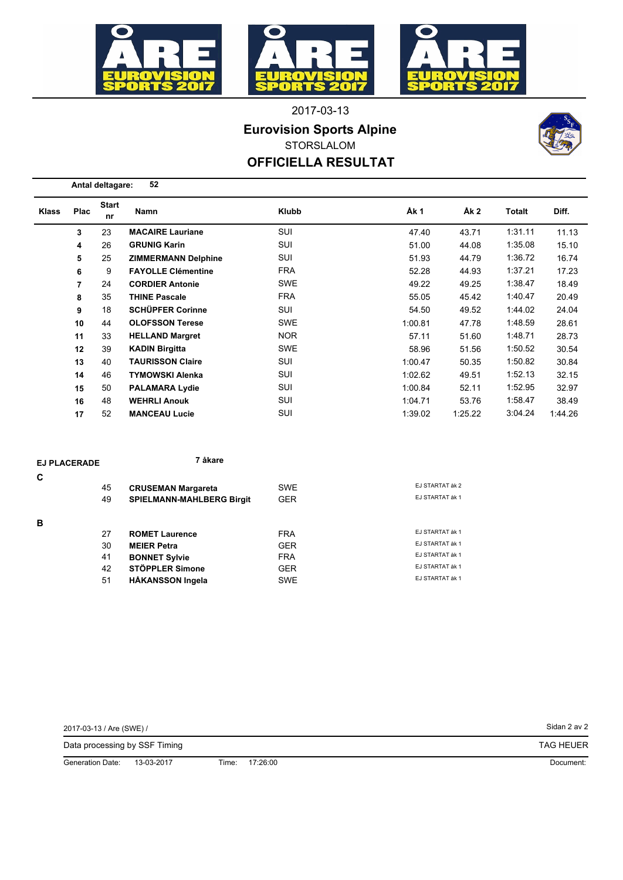2017-03-13

## Eurovision Sports Alpine

STORSLALOM

## OFFICIELLA RESULTAT

**Antal deltagare:** **52**

| Klass | Plac | Start nr | Namn | Klubb | Åk 1 | Åk 2 | Totalt | Diff. |
|---|---|---|---|---|---|---|---|---|
| | 3 | 23 | **MACAIRE Lauriane** | SUI | 47.40 | 43.71 | 1:31.11 | 11.13 |
| | 4 | 26 | **GRUNIG Karin** | SUI | 51.00 | 44.08 | 1:35.08 | 15.10 |
| | 5 | 25 | **ZIMMERMANN Delphine** | SUI | 51.93 | 44.79 | 1:36.72 | 16.74 |
| | 6 | 9 | **FAYOLLE Clémentine** | FRA | 52.28 | 44.93 | 1:37.21 | 17.23 |
| | 7 | 24 | **CORDIER Antonie** | SWE | 49.22 | 49.25 | 1:38.47 | 18.49 |
| | 8 | 35 | **THINE Pascale** | FRA | 55.05 | 45.42 | 1:40.47 | 20.49 |
| | 9 | 18 | **SCHÜPFER Corinne** | SUI | 54.50 | 49.52 | 1:44.02 | 24.04 |
| | 10 | 44 | **OLOFSSON Terese** | SWE | 1:00.81 | 47.78 | 1:48.59 | 28.61 |
| | 11 | 33 | **HELLAND Margret** | NOR | 57.11 | 51.60 | 1:48.71 | 28.73 |
| | 12 | 39 | **KADIN Birgitta** | SWE | 58.96 | 51.56 | 1:50.52 | 30.54 |
| | 13 | 40 | **TAURISSON Claire** | SUI | 1:00.47 | 50.35 | 1:50.82 | 30.84 |
| | 14 | 46 | **TYMOWSKI Alenka** | SUI | 1:02.62 | 49.51 | 1:52.13 | 32.15 |
| | 15 | 50 | **PALAMARA Lydie** | SUI | 1:00.84 | 52.11 | 1:52.95 | 32.97 |
| | 16 | 48 | **WEHRLI Anouk** | SUI | 1:04.71 | 53.76 | 1:58.47 | 38.49 |
| | 17 | 52 | **MANCEAU Lucie** | SUI | 1:39.02 | 1:25.22 | 3:04.24 | 1:44.26 |

**EJ PLACERADE** **7 åkare**

| Klass | Start nr | Namn | Klubb | |
|---|---|---|---|---|
| C | 45 | **CRUSEMAN Margareta** | SWE | EJ STARTAT åk 2 |
| | 49 | **SPIELMANN-MAHLBERG Birgit** | GER | EJ STARTAT åk 1 |
| B | 27 | **ROMET Laurence** | FRA | EJ STARTAT åk 1 |
| | 30 | **MEIER Petra** | GER | EJ STARTAT åk 1 |
| | 41 | **BONNET Sylvie** | FRA | EJ STARTAT åk 1 |
| | 42 | **STÖPPLER Simone** | GER | EJ STARTAT åk 1 |
| | 51 | **HÅKANSSON Ingela** | SWE | EJ STARTAT åk 1 |

2017-03-13 / Are (SWE) /

Data processing by SSF Timing — TAG HEUER

Generation Date: 13-03-2017 Time: 17:26:00 Document: